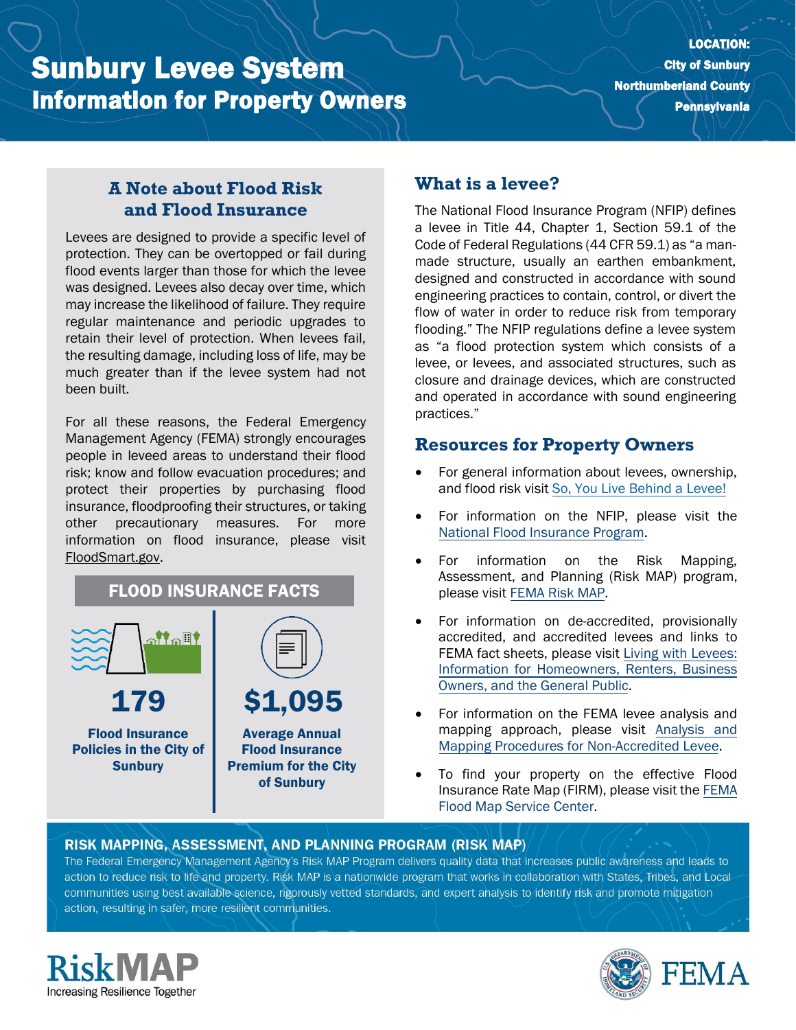# Sunbury Levee System

## Information for Property Owners

**LOCATION:**
**City of Sunbury**
**Northumberland County**
**Pennsylvania**

### A Note about Flood Risk and Flood Insurance

Levees are designed to provide a specific level of protection. They can be overtopped or fail during flood events larger than those for which the levee was designed. Levees also decay over time, which may increase the likelihood of failure. They require regular maintenance and periodic upgrades to retain their level of protection. When levees fail, the resulting damage, including loss of life, may be much greater than if the levee system had not been built.

For all these reasons, the Federal Emergency Management Agency (FEMA) strongly encourages people in leveed areas to understand their flood risk; know and follow evacuation procedures; and protect their properties by purchasing flood insurance, floodproofing their structures, or taking other precautionary measures. For more information on flood insurance, please visit FloodSmart.gov.

### FLOOD INSURANCE FACTS

**179**
**Flood Insurance Policies in the City of Sunbury**

**$1,095**
**Average Annual Flood Insurance Premium for the City of Sunbury**

### What is a levee?

The National Flood Insurance Program (NFIP) defines a levee in Title 44, Chapter 1, Section 59.1 of the Code of Federal Regulations (44 CFR 59.1) as "a man-made structure, usually an earthen embankment, designed and constructed in accordance with sound engineering practices to contain, control, or divert the flow of water in order to reduce risk from temporary flooding." The NFIP regulations define a levee system as "a flood protection system which consists of a levee, or levees, and associated structures, such as closure and drainage devices, which are constructed and operated in accordance with sound engineering practices."

### Resources for Property Owners

- For general information about levees, ownership, and flood risk visit So, You Live Behind a Levee!
- For information on the NFIP, please visit the National Flood Insurance Program.
- For information on the Risk Mapping, Assessment, and Planning (Risk MAP) program, please visit FEMA Risk MAP.
- For information on de-accredited, provisionally accredited, and accredited levees and links to FEMA fact sheets, please visit Living with Levees: Information for Homeowners, Renters, Business Owners, and the General Public.
- For information on the FEMA levee analysis and mapping approach, please visit Analysis and Mapping Procedures for Non-Accredited Levee.
- To find your property on the effective Flood Insurance Rate Map (FIRM), please visit the FEMA Flood Map Service Center.

### RISK MAPPING, ASSESSMENT, AND PLANNING PROGRAM (RISK MAP)

The Federal Emergency Management Agency's Risk MAP Program delivers quality data that increases public awareness and leads to action to reduce risk to life and property. Risk MAP is a nationwide program that works in collaboration with States, Tribes, and Local communities using best available science, rigorously vetted standards, and expert analysis to identify risk and promote mitigation action, resulting in safer, more resilient communities.

RiskMAP
Increasing Resilience Together

FEMA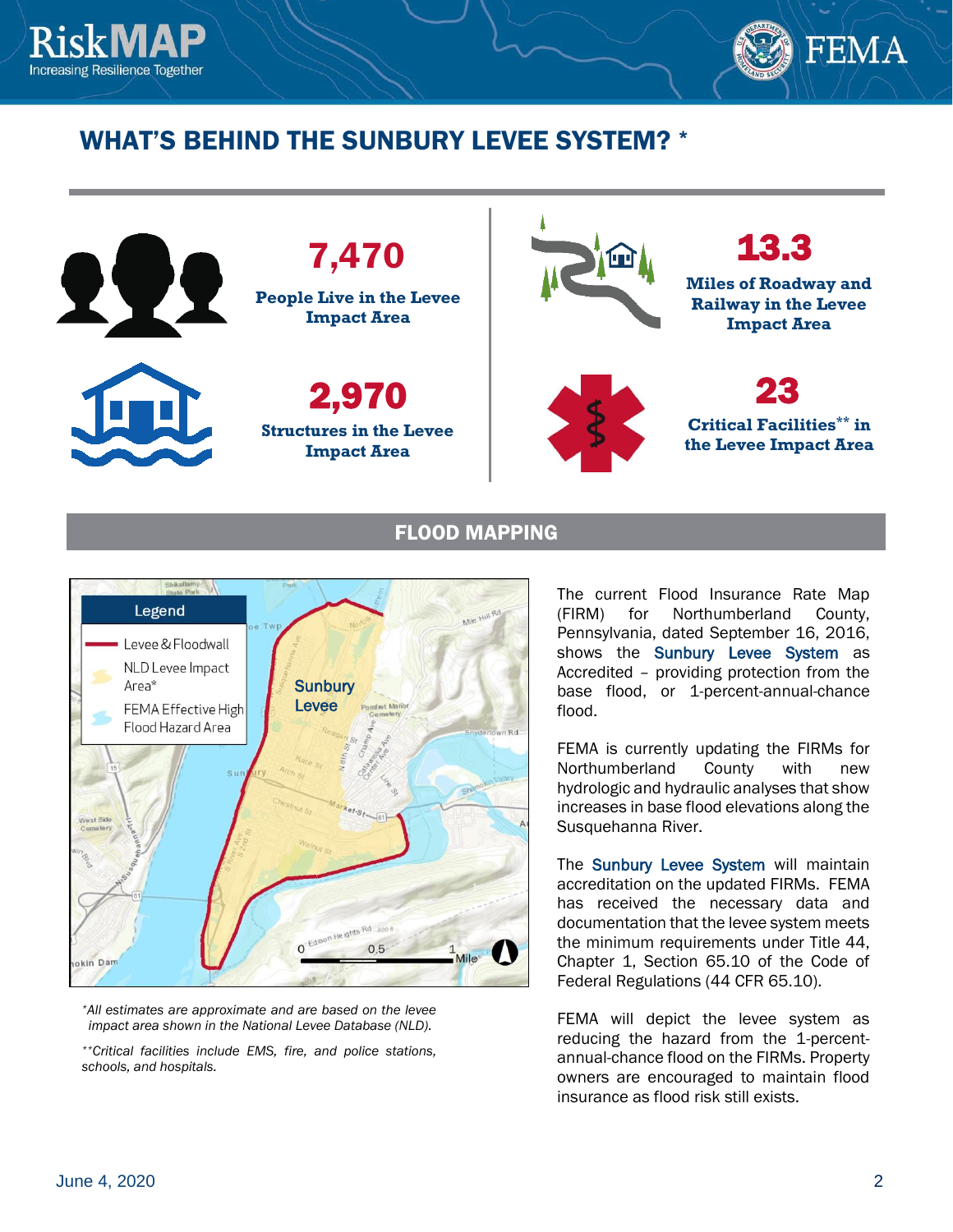# WHAT'S BEHIND THE SUNBURY LEVEE SYSTEM? *

**7,470**

**People Live in the Levee Impact Area**

**2,970**

**Structures in the Levee Impact Area**

**13.3**

**Miles of Roadway and Railway in the Levee Impact Area**

**23**

**Critical Facilities** in the Levee Impact Area**

## FLOOD MAPPING

Legend

Levee & Floodwall

NLD Levee Impact Area*

FEMA Effective High Flood Hazard Area

Sunbury Levee

0 0.5 1 Mile

*\*All estimates are approximate and are based on the levee impact area shown in the National Levee Database (NLD).*

*\*\*Critical facilities include EMS, fire, and police stations, schools, and hospitals.*

The current Flood Insurance Rate Map (FIRM) for Northumberland County, Pennsylvania, dated September 16, 2016, shows the Sunbury Levee System as Accredited – providing protection from the base flood, or 1-percent-annual-chance flood.

FEMA is currently updating the FIRMs for Northumberland County with new hydrologic and hydraulic analyses that show increases in base flood elevations along the Susquehanna River.

The Sunbury Levee System will maintain accreditation on the updated FIRMs. FEMA has received the necessary data and documentation that the levee system meets the minimum requirements under Title 44, Chapter 1, Section 65.10 of the Code of Federal Regulations (44 CFR 65.10).

FEMA will depict the levee system as reducing the hazard from the 1-percent-annual-chance flood on the FIRMs. Property owners are encouraged to maintain flood insurance as flood risk still exists.

June 4, 2020